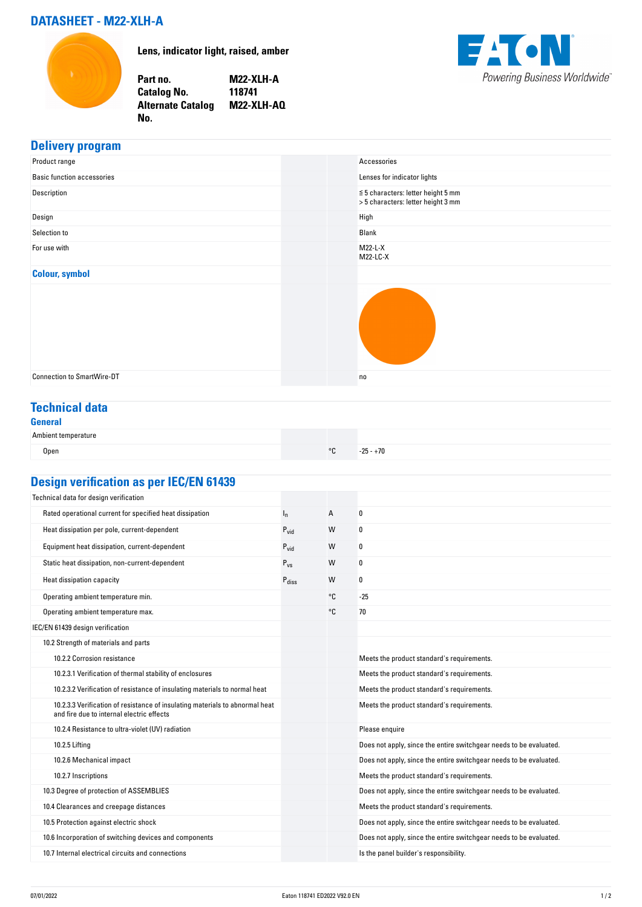# DATASHEET - M22-XLH-A

**Lens, indicator light, raised, amber**

| | |
|---|---|
| **Part no.** | **M22-XLH-A** |
| **Catalog No.** | **118741** |
| **Alternate Catalog No.** | **M22-XLH-AQ** |

## Delivery program

| | | | |
|---|---|---|---|
| Product range | | | Accessories |
| Basic function accessories | | | Lenses for indicator lights |
| Description | | | ≦ 5 characters: letter height 5 mm<br>> 5 characters: letter height 3 mm |
| Design | | | High |
| Selection to | | | Blank |
| For use with | | | M22-L-X<br>M22-LC-X |
| **Colour, symbol** | | | |
| Connection to SmartWire-DT | | | no |

## Technical data

### General

| | | | |
|---|---|---|---|
| Ambient temperature | | | |
| Open | | °C | -25 - +70 |

## Design verification as per IEC/EN 61439

| | | | |
|---|---|---|---|
| Technical data for design verification | | | |
| Rated operational current for specified heat dissipation | $I_n$ | A | 0 |
| Heat dissipation per pole, current-dependent | $P_{vid}$ | W | 0 |
| Equipment heat dissipation, current-dependent | $P_{vid}$ | W | 0 |
| Static heat dissipation, non-current-dependent | $P_{vs}$ | W | 0 |
| Heat dissipation capacity | $P_{diss}$ | W | 0 |
| Operating ambient temperature min. | | °C | -25 |
| Operating ambient temperature max. | | °C | 70 |
| IEC/EN 61439 design verification | | | |
| 10.2 Strength of materials and parts | | | |
| 10.2.2 Corrosion resistance | | | Meets the product standard's requirements. |
| 10.2.3.1 Verification of thermal stability of enclosures | | | Meets the product standard's requirements. |
| 10.2.3.2 Verification of resistance of insulating materials to normal heat | | | Meets the product standard's requirements. |
| 10.2.3.3 Verification of resistance of insulating materials to abnormal heat and fire due to internal electric effects | | | Meets the product standard's requirements. |
| 10.2.4 Resistance to ultra-violet (UV) radiation | | | Please enquire |
| 10.2.5 Lifting | | | Does not apply, since the entire switchgear needs to be evaluated. |
| 10.2.6 Mechanical impact | | | Does not apply, since the entire switchgear needs to be evaluated. |
| 10.2.7 Inscriptions | | | Meets the product standard's requirements. |
| 10.3 Degree of protection of ASSEMBLIES | | | Does not apply, since the entire switchgear needs to be evaluated. |
| 10.4 Clearances and creepage distances | | | Meets the product standard's requirements. |
| 10.5 Protection against electric shock | | | Does not apply, since the entire switchgear needs to be evaluated. |
| 10.6 Incorporation of switching devices and components | | | Does not apply, since the entire switchgear needs to be evaluated. |
| 10.7 Internal electrical circuits and connections | | | Is the panel builder's responsibility. |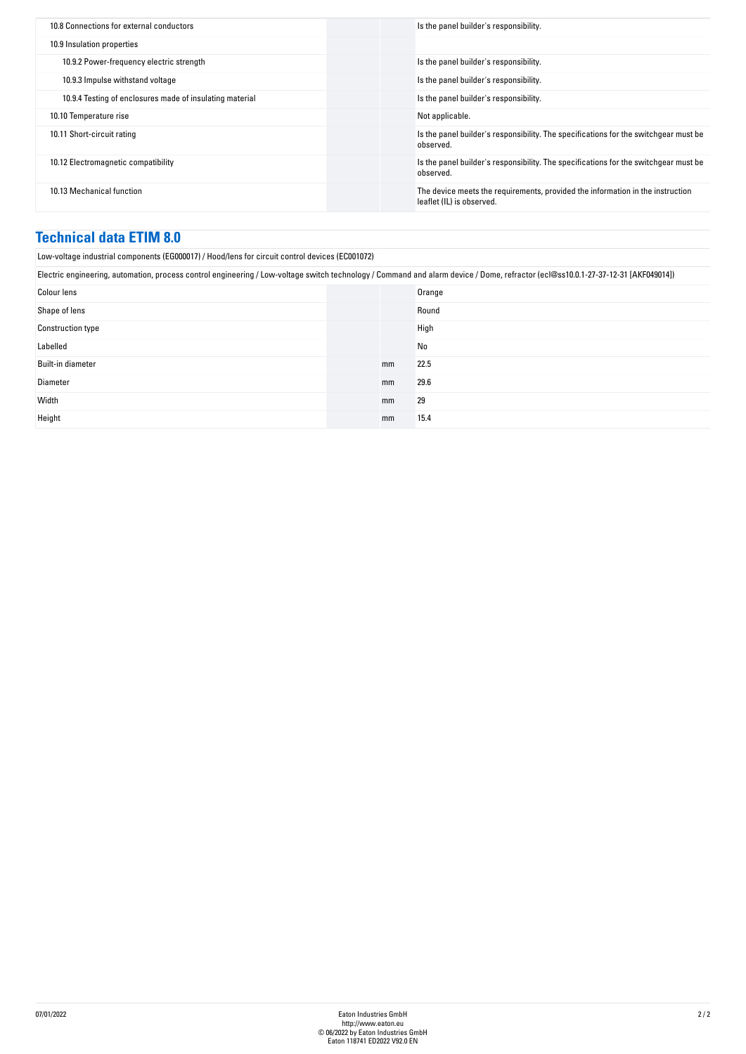| | | | |
|---|---|---|---|
| 10.8 Connections for external conductors | | | Is the panel builder's responsibility. |
| 10.9 Insulation properties | | | |
| 10.9.2 Power-frequency electric strength | | | Is the panel builder's responsibility. |
| 10.9.3 Impulse withstand voltage | | | Is the panel builder's responsibility. |
| 10.9.4 Testing of enclosures made of insulating material | | | Is the panel builder's responsibility. |
| 10.10 Temperature rise | | | Not applicable. |
| 10.11 Short-circuit rating | | | Is the panel builder's responsibility. The specifications for the switchgear must be observed. |
| 10.12 Electromagnetic compatibility | | | Is the panel builder's responsibility. The specifications for the switchgear must be observed. |
| 10.13 Mechanical function | | | The device meets the requirements, provided the information in the instruction leaflet (IL) is observed. |

## Technical data ETIM 8.0

Low-voltage industrial components (EG000017) / Hood/lens for circuit control devices (EC001072)

Electric engineering, automation, process control engineering / Low-voltage switch technology / Command and alarm device / Dome, refractor (ecl@ss10.0.1-27-37-12-31 [AKF049014])

| | | | |
|---|---|---|---|
| Colour lens | | | Orange |
| Shape of lens | | | Round |
| Construction type | | | High |
| Labelled | | | No |
| Built-in diameter | | mm | 22.5 |
| Diameter | | mm | 29.6 |
| Width | | mm | 29 |
| Height | | mm | 15.4 |